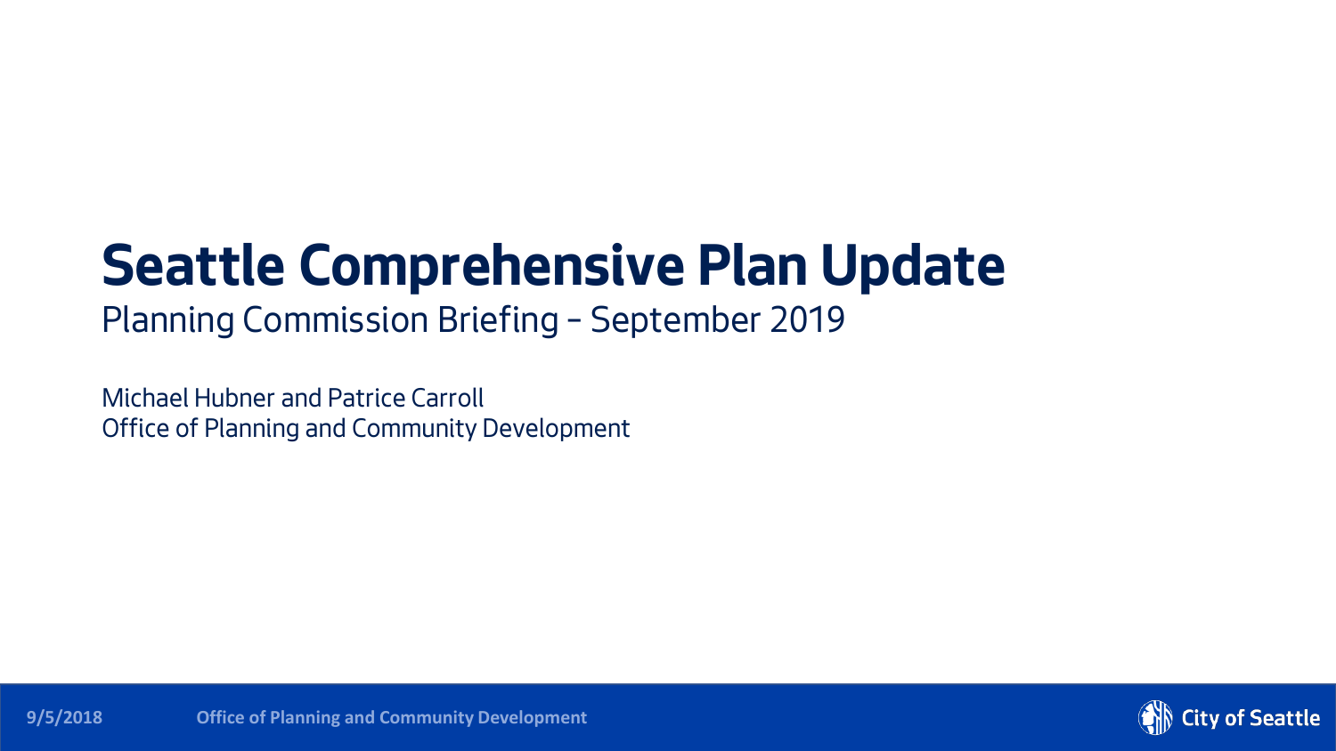# Seattle Comprehensive Plan Update

Planning Commission Briefing – September 2019

Michael Hubner and Patrice Carroll
Office of Planning and Community Development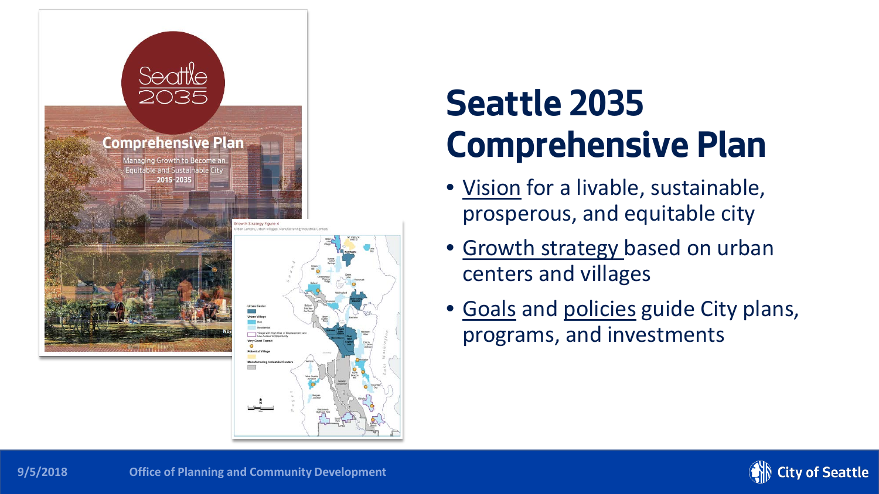# Seattle 2035 Comprehensive Plan

- Vision for a livable, sustainable, prosperous, and equitable city
- Growth strategy based on urban centers and villages
- Goals and policies guide City plans, programs, and investments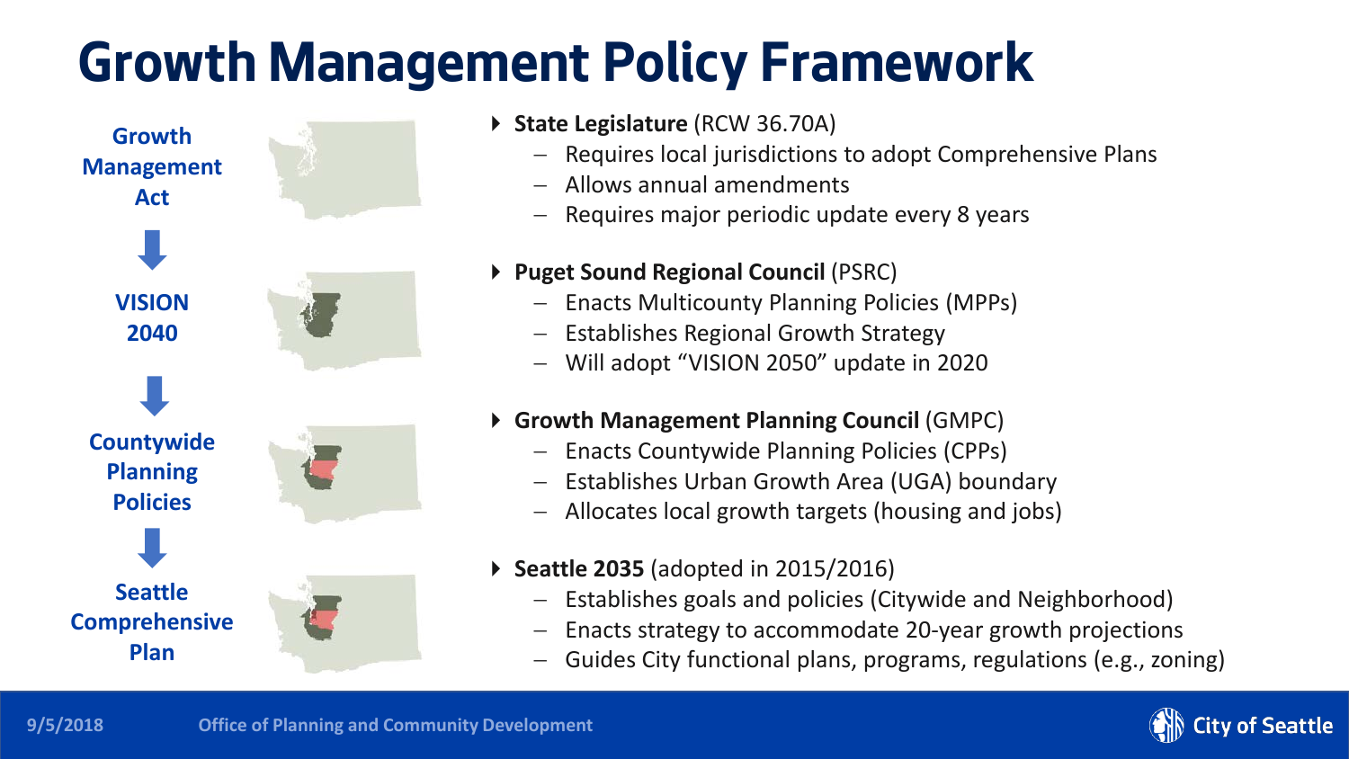# Growth Management Policy Framework

**Growth Management Act**

↓

**VISION 2040**

↓

**Countywide Planning Policies**

↓

**Seattle Comprehensive Plan**

- **State Legislature** (RCW 36.70A)
  - Requires local jurisdictions to adopt Comprehensive Plans
  - Allows annual amendments
  - Requires major periodic update every 8 years
- **Puget Sound Regional Council** (PSRC)
  - Enacts Multicounty Planning Policies (MPPs)
  - Establishes Regional Growth Strategy
  - Will adopt "VISION 2050" update in 2020
- **Growth Management Planning Council** (GMPC)
  - Enacts Countywide Planning Policies (CPPs)
  - Establishes Urban Growth Area (UGA) boundary
  - Allocates local growth targets (housing and jobs)
- **Seattle 2035** (adopted in 2015/2016)
  - Establishes goals and policies (Citywide and Neighborhood)
  - Enacts strategy to accommodate 20-year growth projections
  - Guides City functional plans, programs, regulations (e.g., zoning)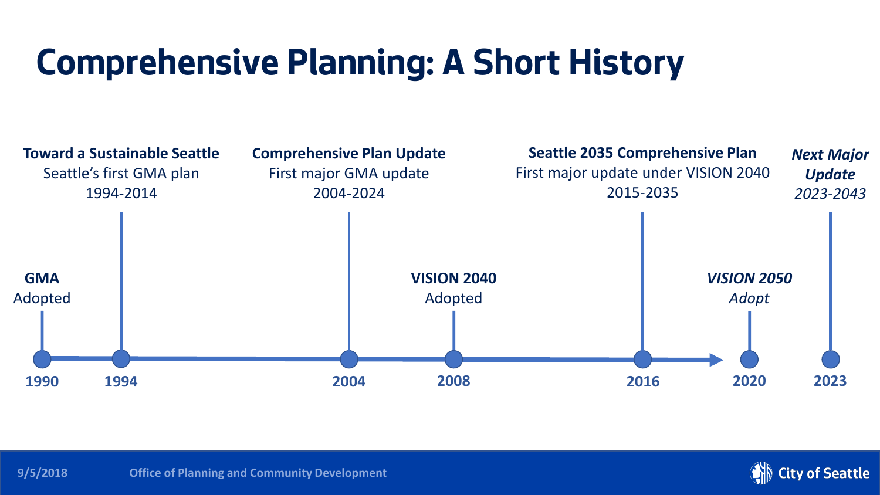# Comprehensive Planning: A Short History

- **1990** — **GMA** Adopted
- **1994** — **Toward a Sustainable Seattle**
  Seattle's first GMA plan
  1994-2014
- **2004** — **Comprehensive Plan Update**
  First major GMA update
  2004-2024
- **2008** — **VISION 2040** Adopted
- **2016** — **Seattle 2035 Comprehensive Plan**
  First major update under VISION 2040
  2015-2035
- **2020** — ***VISION 2050***
  *Adopt*
- **2023** — ***Next Major Update***
  *2023-2043*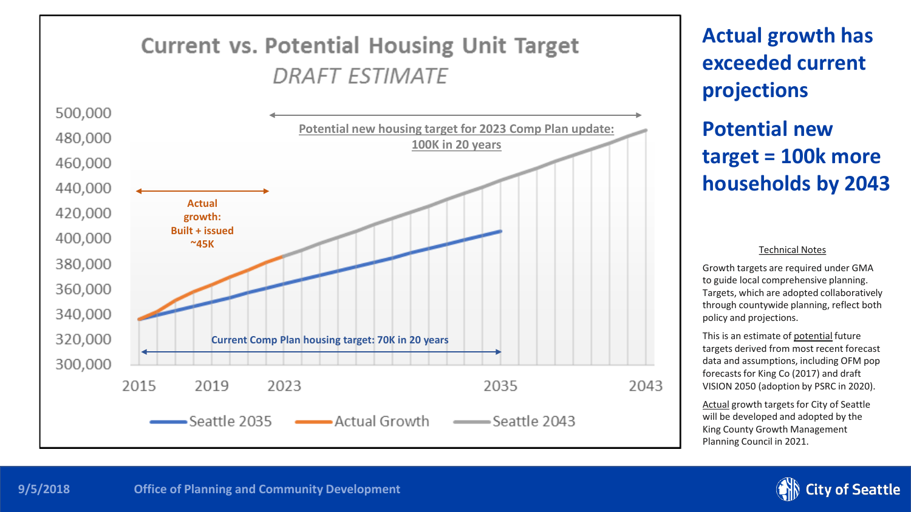## Current vs. Potential Housing Unit Target

*DRAFT ESTIMATE*

Potential new housing target for 2023 Comp Plan update: 100K in 20 years

Actual growth: Built + issued ~45K

Current Comp Plan housing target: 70K in 20 years

Seattle 2035 | Actual Growth | Seattle 2043

# Actual growth has exceeded current projections

# Potential new target = 100k more households by 2043

Technical Notes

Growth targets are required under GMA to guide local comprehensive planning. Targets, which are adopted collaboratively through countywide planning, reflect both policy and projections.

This is an estimate of potential future targets derived from most recent forecast data and assumptions, including OFM pop forecasts for King Co (2017) and draft VISION 2050 (adoption by PSRC in 2020).

Actual growth targets for City of Seattle will be developed and adopted by the King County Growth Management Planning Council in 2021.

9/5/2018 Office of Planning and Community Development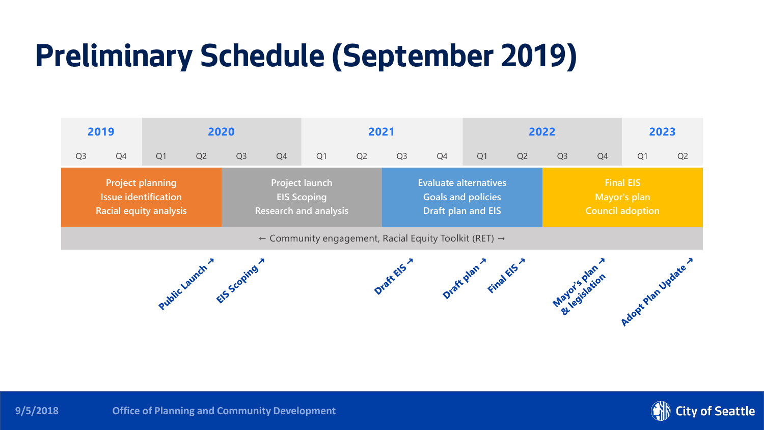# Preliminary Schedule (September 2019)

| 2019 | | 2020 | | | | 2021 | | | | 2022 | | | | 2023 | |
|---|---|---|---|---|---|---|---|---|---|---|---|---|---|---|---|
| Q3 | Q4 | Q1 | Q2 | Q3 | Q4 | Q1 | Q2 | Q3 | Q4 | Q1 | Q2 | Q3 | Q4 | Q1 | Q2 |
| Project planning<br>Issue identification<br>Racial equity analysis | | | | Project launch<br>EIS Scoping<br>Research and analysis | | | | Evaluate alternatives<br>Goals and policies<br>Draft plan and EIS | | | | Final EIS<br>Mayor's plan<br>Council adoption | | | |
| ← Community engagement, Racial Equity Toolkit (RET) → | | | | | | | | | | | | | | | |

Milestones:

- Public Launch ↗
- EIS Scoping ↗
- Draft EIS ↗
- Draft plan ↗
- Final EIS ↗
- Mayor's plan & legislation ↗
- Adopt Plan Update ↗

9/5/2018 Office of Planning and Community Development City of Seattle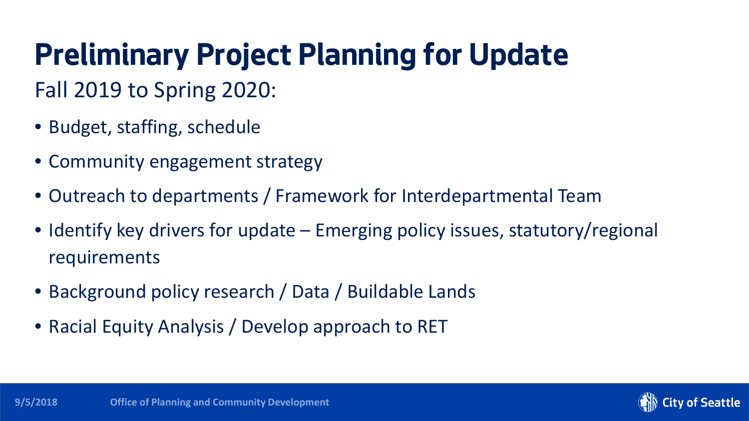# Preliminary Project Planning for Update

Fall 2019 to Spring 2020:

- Budget, staffing, schedule
- Community engagement strategy
- Outreach to departments / Framework for Interdepartmental Team
- Identify key drivers for update – Emerging policy issues, statutory/regional requirements
- Background policy research / Data / Buildable Lands
- Racial Equity Analysis / Develop approach to RET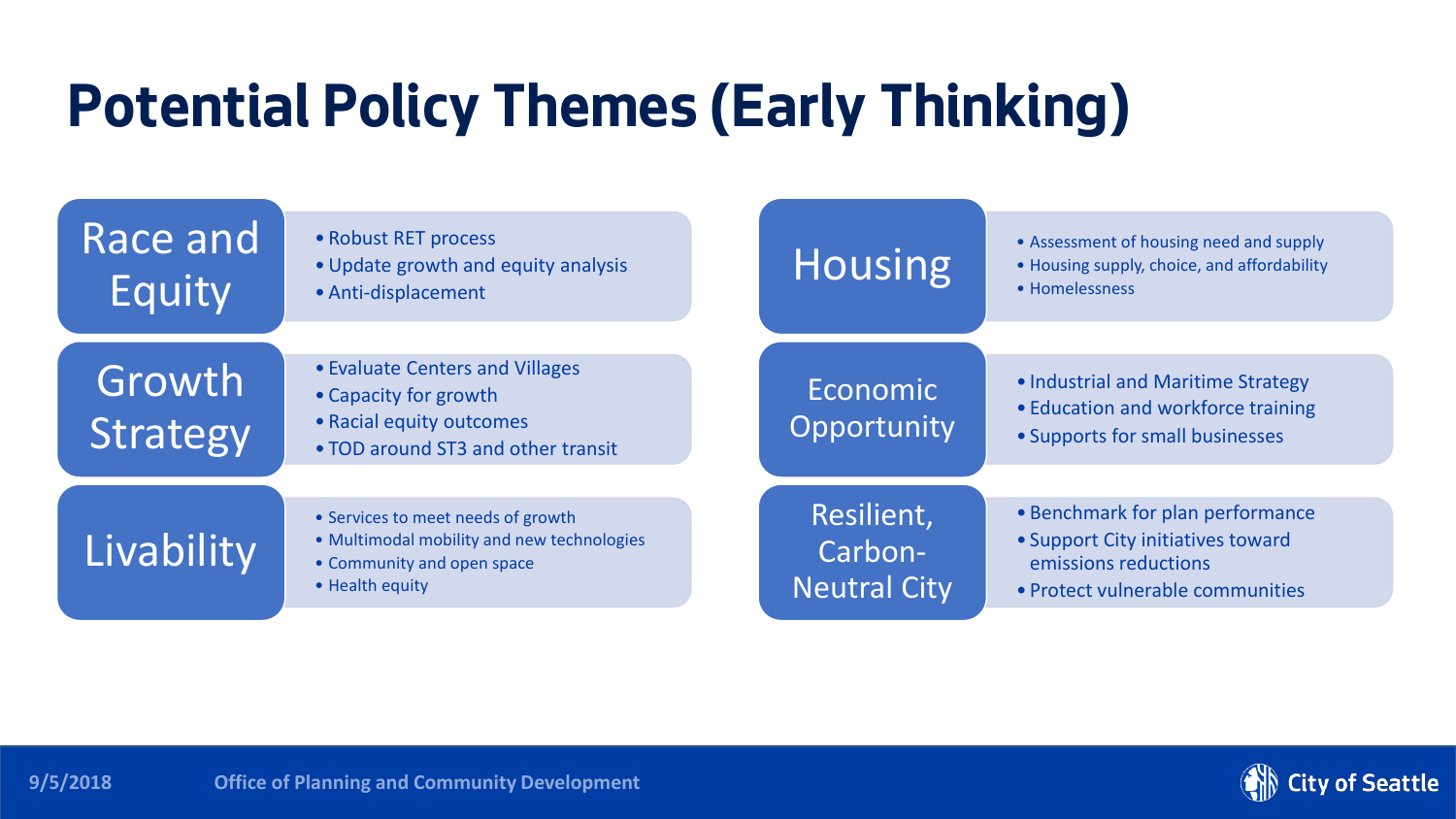# Potential Policy Themes (Early Thinking)

## Race and Equity

- Robust RET process
- Update growth and equity analysis
- Anti-displacement

## Growth Strategy

- Evaluate Centers and Villages
- Capacity for growth
- Racial equity outcomes
- TOD around ST3 and other transit

## Livability

- Services to meet needs of growth
- Multimodal mobility and new technologies
- Community and open space
- Health equity

## Housing

- Assessment of housing need and supply
- Housing supply, choice, and affordability
- Homelessness

## Economic Opportunity

- Industrial and Maritime Strategy
- Education and workforce training
- Supports for small businesses

## Resilient, Carbon-Neutral City

- Benchmark for plan performance
- Support City initiatives toward emissions reductions
- Protect vulnerable communities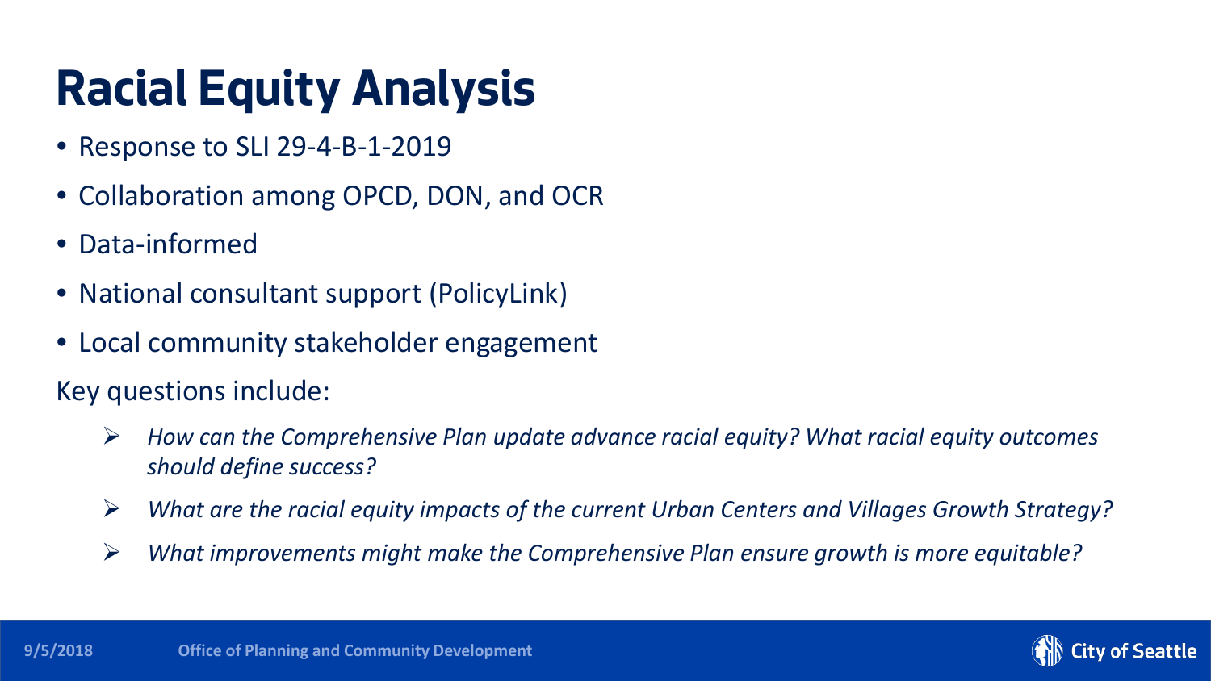# Racial Equity Analysis

- Response to SLI 29-4-B-1-2019
- Collaboration among OPCD, DON, and OCR
- Data-informed
- National consultant support (PolicyLink)
- Local community stakeholder engagement

Key questions include:

- *How can the Comprehensive Plan update advance racial equity? What racial equity outcomes should define success?*
- *What are the racial equity impacts of the current Urban Centers and Villages Growth Strategy?*
- *What improvements might make the Comprehensive Plan ensure growth is more equitable?*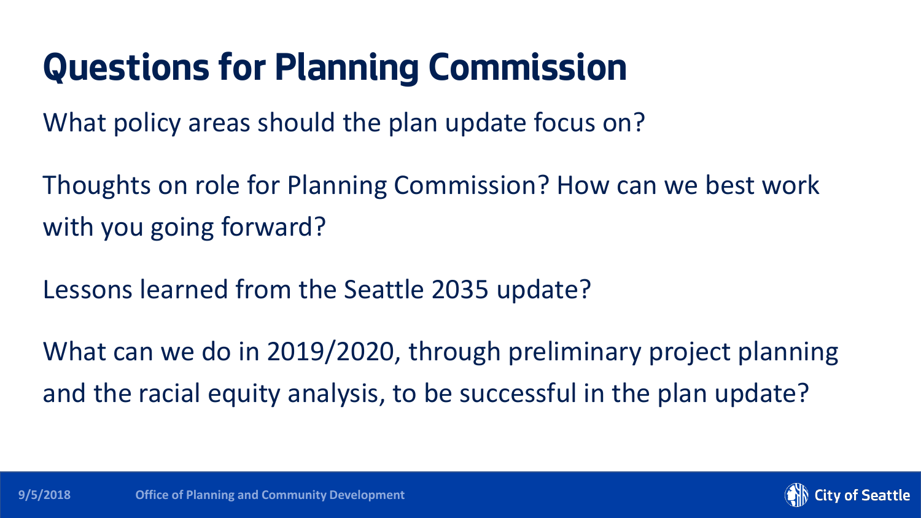# Questions for Planning Commission

What policy areas should the plan update focus on?

Thoughts on role for Planning Commission? How can we best work with you going forward?

Lessons learned from the Seattle 2035 update?

What can we do in 2019/2020, through preliminary project planning and the racial equity analysis, to be successful in the plan update?